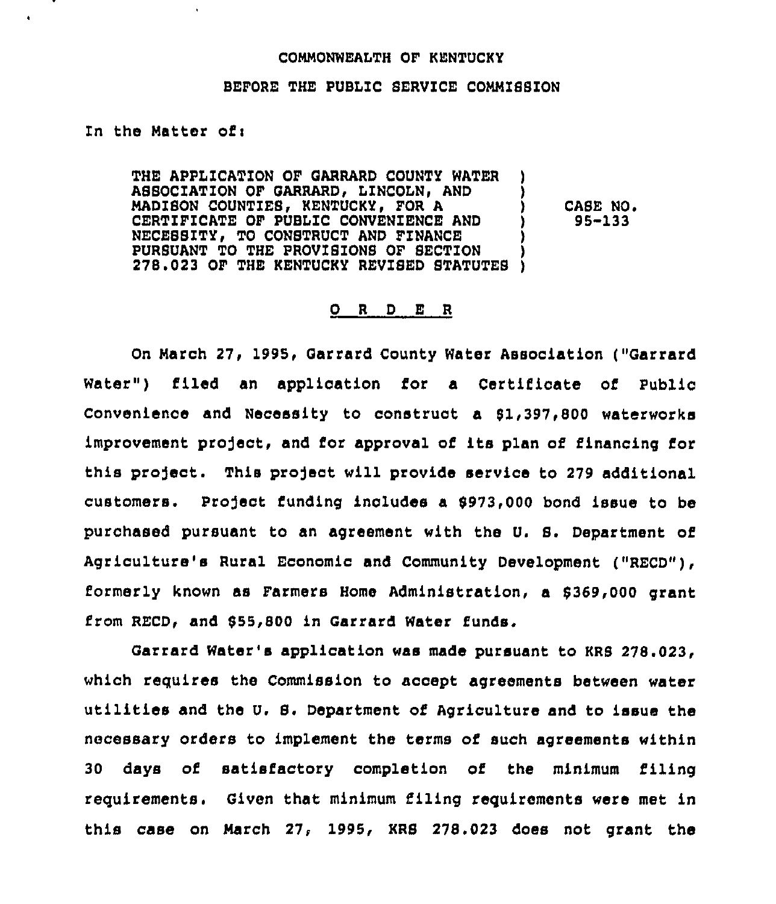COMMONWEALTH OF KENTUCKY

BEFORE THE PUBLIC SERVICE COMMISSION

In the Matter of:

THE APPLICATION OF GARRARD COUNTY WATER ASSOCIATION OF GARRARD, LINCOLN, AND MADISON COUNTIES, KENTUCKY, FOR A CERTIFICATE OF PUBLIC CONVENIENCE AND NECESSITY, TO CONSTRUCT AND FINANCE PURSUANT TO THE PROVISIONS OF SECTION 278.023 OF THE KENTUCKY REVISED STATUTES ) CASE NO. 95-133

# O R D E R

On March 27, 1995, Garrard County Water Association ("Garrard Water") filed an application for a Certificate of Public Convenience and Necessity to construct a $1,397,800 waterworks improvement project, and for approval of its plan of financing for this project. This project will provide service to 279 additional customers. Project funding includes a $973,000 bond issue to be purchased pursuant to an agreement with the U. S. Department of Agriculture's Rural Economic and Community Development ("RECD"), formerly known as Farmers Home Administration, a $369,000 grant from RECD, and $55,800 in Garrard Water funds.

Garrard Water's application was made pursuant to KRS 278.023, which requires the Commission to accept agreements between water utilities and the U. S. Department of Agriculture and to issue the necessary orders to implement the terms of such agreements within 30 days of satisfactory completion of the minimum filing requirements. Given that minimum filing requirements were met in this case on March 27, 1995, KRS 278.023 does not grant the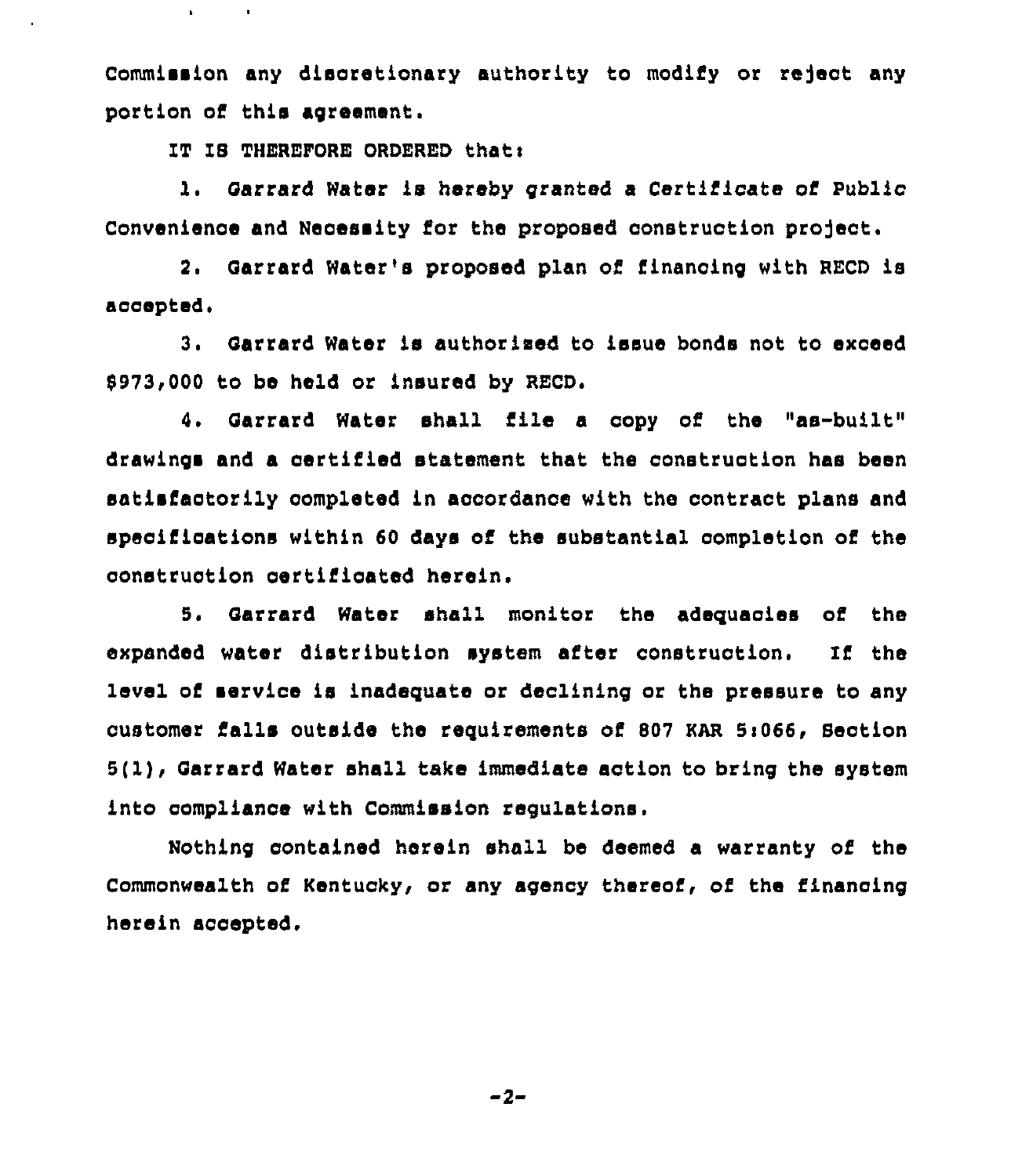Commission any discretionary authority to modify or reject any portion of this agreement.

IT IS THEREFORE ORDERED that:

1. Garrard Water is hereby granted a Certificate of Public Convenience and Necessity for the proposed construction project.

2. Garrard Water's proposed plan of financing with RECD is accepted.

3. Garrard Water is authorized to issue bonds not to exceed $973,000 to be held or insured by RECD.

4. Garrard Water shall file a copy of the "as-built" drawings and a certified statement that the construction has been satisfactorily completed in accordance with the contract plans and specifications within 60 days of the substantial completion of the construction certificated herein.

5. Garrard Water shall monitor the adequacies of the expanded water distribution system after construction. If the level of service is inadequate or declining or the pressure to any customer falls outside the requirements of 807 KAR 5:066, Section 5(1), Garrard Water shall take immediate action to bring the system into compliance with Commission regulations.

Nothing contained herein shall be deemed a warranty of the Commonwealth of Kentucky, or any agency thereof, of the financing herein accepted.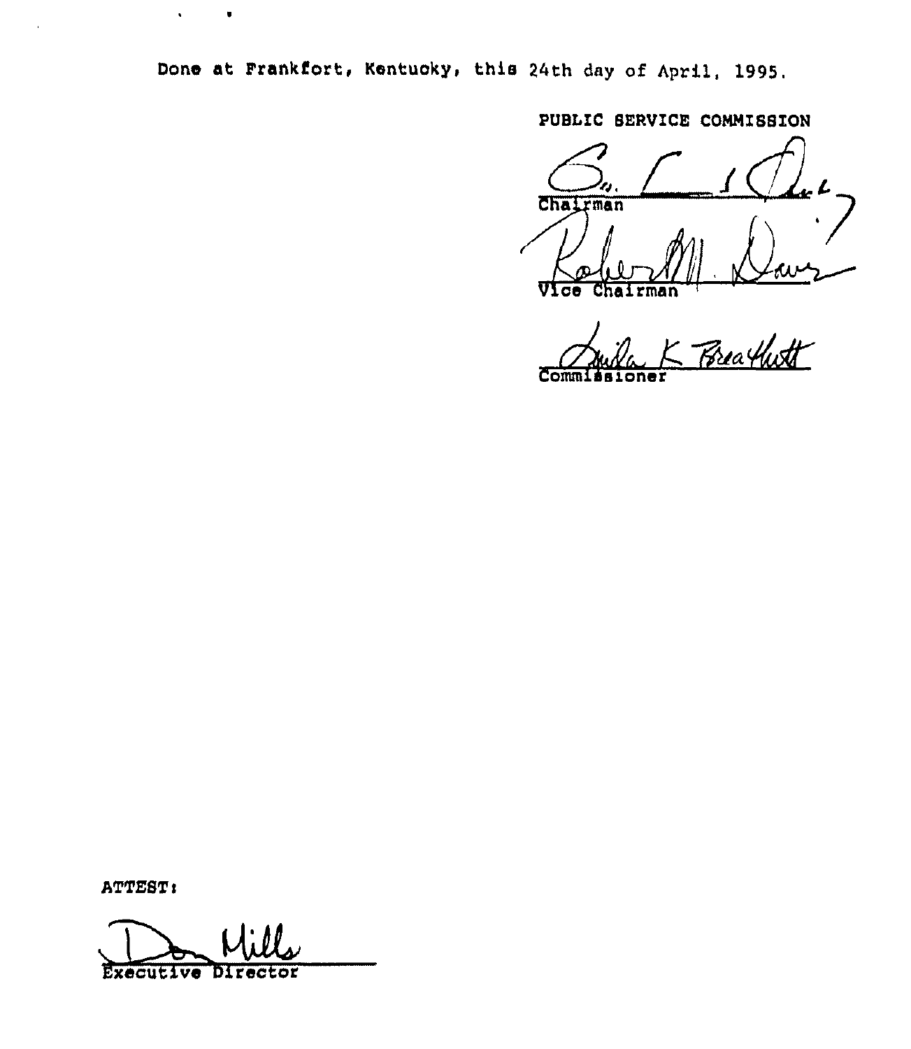Done at Frankfort, Kentucky, this 24th day of April, 1995.

PUBLIC SERVICE COMMISSION

Chairman

Vice Chairman

Commissioner

ATTEST:

Executive Director